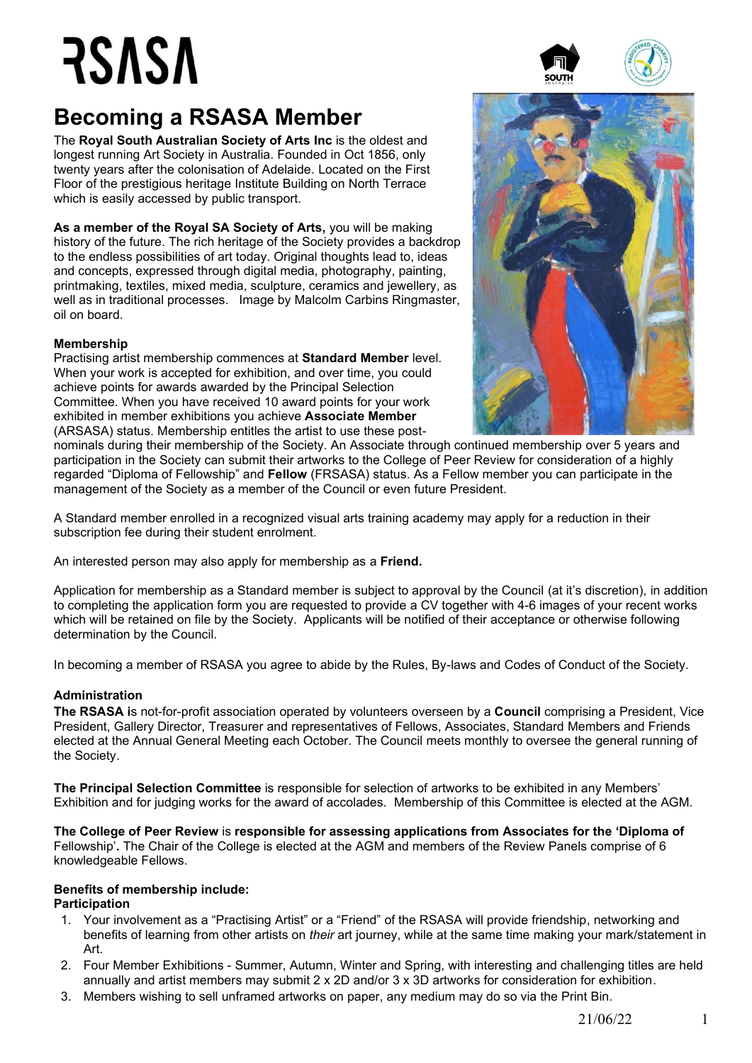# RSASA

## Becoming a RSASA Member

The **Royal South Australian Society of Arts Inc** is the oldest and longest running Art Society in Australia. Founded in Oct 1856, only twenty years after the colonisation of Adelaide. Located on the First Floor of the prestigious heritage Institute Building on North Terrace which is easily accessed by public transport.

**As a member of the Royal SA Society of Arts,** you will be making history of the future. The rich heritage of the Society provides a backdrop to the endless possibilities of art today. Original thoughts lead to, ideas and concepts, expressed through digital media, photography, painting, printmaking, textiles, mixed media, sculpture, ceramics and jewellery, as well as in traditional processes. Image by Malcolm Carbins Ringmaster, oil on board.

**Membership**

Practising artist membership commences at **Standard Member** level. When your work is accepted for exhibition, and over time, you could achieve points for awards awarded by the Principal Selection Committee. When you have received 10 award points for your work exhibited in member exhibitions you achieve **Associate Member** (ARSASA) status. Membership entitles the artist to use these post-nominals during their membership of the Society. An Associate through continued membership over 5 years and participation in the Society can submit their artworks to the College of Peer Review for consideration of a highly regarded "Diploma of Fellowship" and **Fellow** (FRSASA) status. As a Fellow member you can participate in the management of the Society as a member of the Council or even future President.

A Standard member enrolled in a recognized visual arts training academy may apply for a reduction in their subscription fee during their student enrolment.

An interested person may also apply for membership as a **Friend.**

Application for membership as a Standard member is subject to approval by the Council (at it's discretion), in addition to completing the application form you are requested to provide a CV together with 4-6 images of your recent works which will be retained on file by the Society. Applicants will be notified of their acceptance or otherwise following determination by the Council.

In becoming a member of RSASA you agree to abide by the Rules, By-laws and Codes of Conduct of the Society.

**Administration**

**The RSASA i**s not-for-profit association operated by volunteers overseen by a **Council** comprising a President, Vice President, Gallery Director, Treasurer and representatives of Fellows, Associates, Standard Members and Friends elected at the Annual General Meeting each October. The Council meets monthly to oversee the general running of the Society.

**The Principal Selection Committee** is responsible for selection of artworks to be exhibited in any Members' Exhibition and for judging works for the award of accolades. Membership of this Committee is elected at the AGM.

**The College of Peer Review** is **responsible for assessing applications from Associates for the 'Diploma of** Fellowship'**.** The Chair of the College is elected at the AGM and members of the Review Panels comprise of 6 knowledgeable Fellows.

**Benefits of membership include:**
**Participation**

1. Your involvement as a "Practising Artist" or a "Friend" of the RSASA will provide friendship, networking and benefits of learning from other artists on *their* art journey, while at the same time making your mark/statement in Art.
2. Four Member Exhibitions - Summer, Autumn, Winter and Spring, with interesting and challenging titles are held annually and artist members may submit 2 x 2D and/or 3 x 3D artworks for consideration for exhibition.
3. Members wishing to sell unframed artworks on paper, any medium may do so via the Print Bin.

21/06/22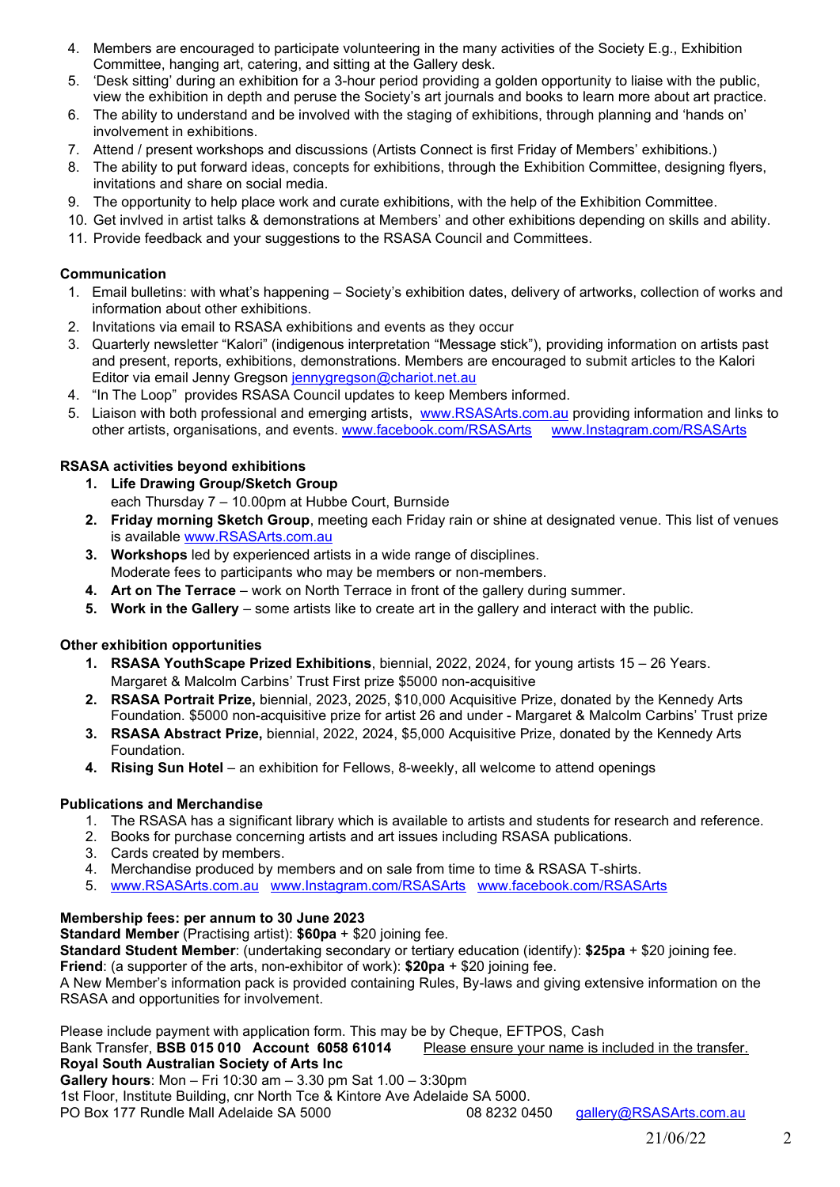4. Members are encouraged to participate volunteering in the many activities of the Society E.g., Exhibition Committee, hanging art, catering, and sitting at the Gallery desk.
5. 'Desk sitting' during an exhibition for a 3-hour period providing a golden opportunity to liaise with the public, view the exhibition in depth and peruse the Society's art journals and books to learn more about art practice.
6. The ability to understand and be involved with the staging of exhibitions, through planning and 'hands on' involvement in exhibitions.
7. Attend / present workshops and discussions (Artists Connect is first Friday of Members' exhibitions.)
8. The ability to put forward ideas, concepts for exhibitions, through the Exhibition Committee, designing flyers, invitations and share on social media.
9. The opportunity to help place work and curate exhibitions, with the help of the Exhibition Committee.
10. Get invlved in artist talks & demonstrations at Members' and other exhibitions depending on skills and ability.
11. Provide feedback and your suggestions to the RSASA Council and Committees.

**Communication**

1. Email bulletins: with what's happening – Society's exhibition dates, delivery of artworks, collection of works and information about other exhibitions.
2. Invitations via email to RSASA exhibitions and events as they occur
3. Quarterly newsletter "Kalori" (indigenous interpretation "Message stick"), providing information on artists past and present, reports, exhibitions, demonstrations. Members are encouraged to submit articles to the Kalori Editor via email Jenny Gregson jennygregson@chariot.net.au
4. "In The Loop" provides RSASA Council updates to keep Members informed.
5. Liaison with both professional and emerging artists, www.RSASArts.com.au providing information and links to other artists, organisations, and events. www.facebook.com/RSASArts www.Instagram.com/RSASArts

**RSASA activities beyond exhibitions**

1. **Life Drawing Group/Sketch Group**
   each Thursday 7 – 10.00pm at Hubbe Court, Burnside
2. **Friday morning Sketch Group**, meeting each Friday rain or shine at designated venue. This list of venues is available www.RSASArts.com.au
3. **Workshops** led by experienced artists in a wide range of disciplines.
   Moderate fees to participants who may be members or non-members.
4. **Art on The Terrace** – work on North Terrace in front of the gallery during summer.
5. **Work in the Gallery** – some artists like to create art in the gallery and interact with the public.

**Other exhibition opportunities**

1. **RSASA YouthScape Prized Exhibitions**, biennial, 2022, 2024, for young artists 15 – 26 Years.
   Margaret & Malcolm Carbins' Trust First prize $5000 non-acquisitive
2. **RSASA Portrait Prize,** biennial, 2023, 2025, $10,000 Acquisitive Prize, donated by the Kennedy Arts Foundation. $5000 non-acquisitive prize for artist 26 and under - Margaret & Malcolm Carbins' Trust prize
3. **RSASA Abstract Prize,** biennial, 2022, 2024, $5,000 Acquisitive Prize, donated by the Kennedy Arts Foundation.
4. **Rising Sun Hotel** – an exhibition for Fellows, 8-weekly, all welcome to attend openings

**Publications and Merchandise**

1. The RSASA has a significant library which is available to artists and students for research and reference.
2. Books for purchase concerning artists and art issues including RSASA publications.
3. Cards created by members.
4. Merchandise produced by members and on sale from time to time & RSASA T-shirts.
5. www.RSASArts.com.au www.Instagram.com/RSASArts www.facebook.com/RSASArts

**Membership fees: per annum to 30 June 2023**
**Standard Member** (Practising artist): **$60pa** + $20 joining fee.
**Standard Student Member**: (undertaking secondary or tertiary education (identify): **$25pa** + $20 joining fee.
**Friend**: (a supporter of the arts, non-exhibitor of work): **$20pa** + $20 joining fee.
A New Member's information pack is provided containing Rules, By-laws and giving extensive information on the RSASA and opportunities for involvement.

Please include payment with application form. This may be by Cheque, EFTPOS, Cash
Bank Transfer, **BSB 015 010 Account 6058 61014** Please ensure your name is included in the transfer.
**Royal South Australian Society of Arts Inc**
**Gallery hours**: Mon – Fri 10:30 am – 3.30 pm Sat 1.00 – 3:30pm
1st Floor, Institute Building, cnr North Tce & Kintore Ave Adelaide SA 5000.
PO Box 177 Rundle Mall Adelaide SA 5000 08 8232 0450 gallery@RSASArts.com.au

21/06/22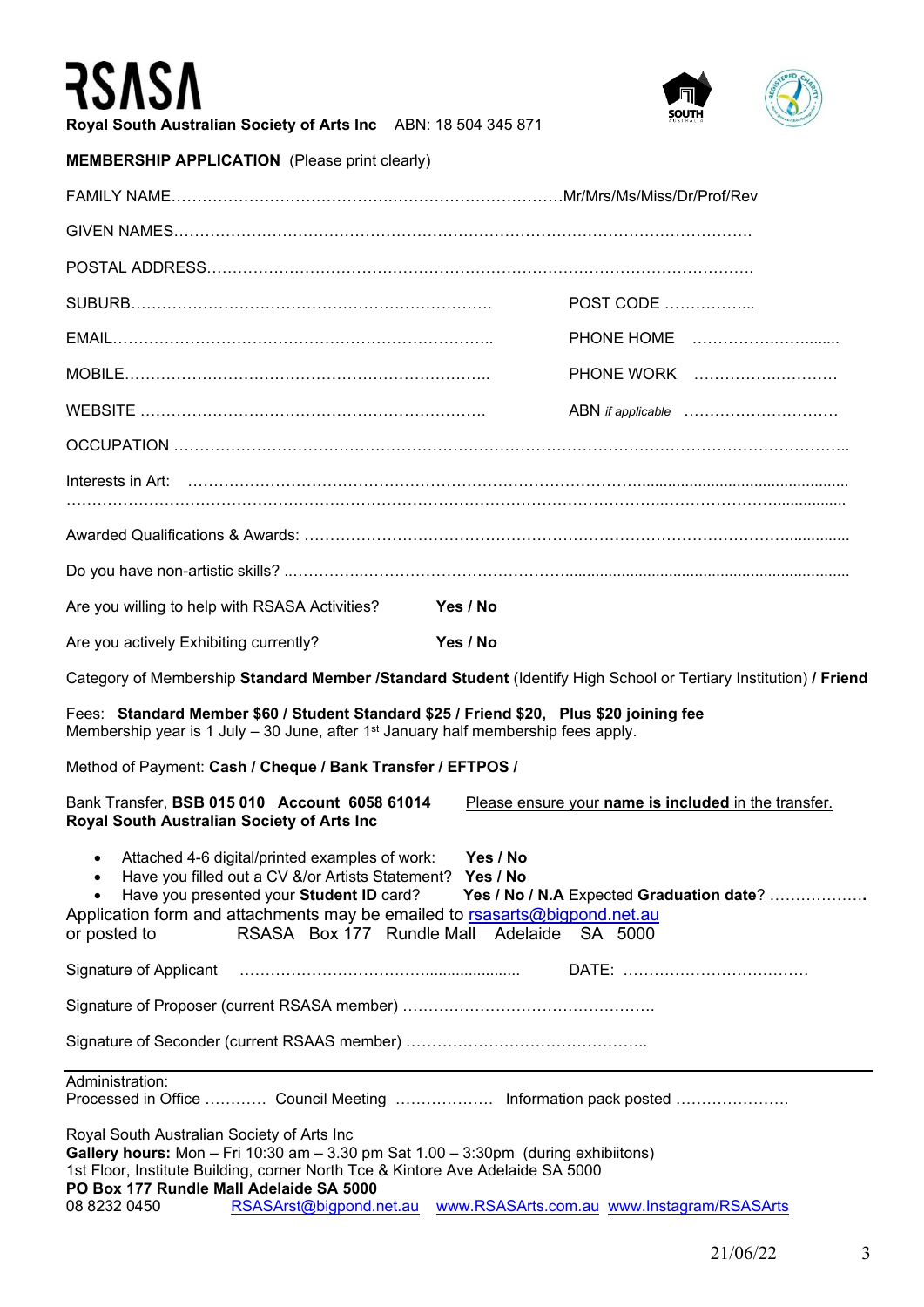# RSASA

**Royal South Australian Society of Arts Inc** ABN: 18 504 345 871

**MEMBERSHIP APPLICATION** (Please print clearly)

FAMILY NAME…………………………………………………………………Mr/Mrs/Ms/Miss/Dr/Prof/Rev

GIVEN NAMES…………………………………………………………………………………………….

POSTAL ADDRESS…………………………………………………………………………………………

SUBURB…………………………………………………………… POST CODE ……………...

EMAIL………………………………………………………………….. PHONE HOME ……………………........

MOBILE…………………………………………………………….. PHONE WORK …………………………

WEBSITE ………………………………………………………… ABN *if applicable* …………………………

OCCUPATION ………………………………………………………………………………………………………..

Interests in Art: ……………………………………………………………………………………………………….
………………………………………………………………………………………………………………………….

Awarded Qualifications & Awards: ……………………………………………………………………………………

Do you have non-artistic skills? ……………………………………………………………………………………….

Are you willing to help with RSASA Activities? **Yes / No**

Are you actively Exhibiting currently? **Yes / No**

Category of Membership **Standard Member /Standard Student** (Identify High School or Tertiary Institution) **/ Friend**

Fees: **Standard Member $60 / Student Standard $25 / Friend $20, Plus $20 joining fee**
Membership year is 1 July – 30 June, after 1st January half membership fees apply.

Method of Payment: **Cash / Cheque / Bank Transfer / EFTPOS /**

Bank Transfer, **BSB 015 010 Account 6058 61014** Please ensure your **name is included** in the transfer.
**Royal South Australian Society of Arts Inc**

- Attached 4-6 digital/printed examples of work: **Yes / No**
- Have you filled out a CV &/or Artists Statement? **Yes / No**
- Have you presented your **Student ID** card? **Yes / No / N.A** Expected **Graduation date**? ……………….

Application form and attachments may be emailed to rsasarts@bigpond.net.au
or posted to RSASA Box 177 Rundle Mall Adelaide SA 5000

Signature of Applicant ………………………………………………… DATE: ………………………………

Signature of Proposer (current RSASA member) ………………………………………….

Signature of Seconder (current RSAAS member) ……………………………………….

---

Administration:
Processed in Office ………… Council Meeting ………………. Information pack posted ………………….

Royal South Australian Society of Arts Inc
**Gallery hours:** Mon – Fri 10:30 am – 3.30 pm Sat 1.00 – 3:30pm (during exhibiitons)
1st Floor, Institute Building, corner North Tce & Kintore Ave Adelaide SA 5000
**PO Box 177 Rundle Mall Adelaide SA 5000**
08 8232 0450 RSASArst@bigpond.net.au www.RSASArts.com.au www.Instagram/RSASArts

21/06/22